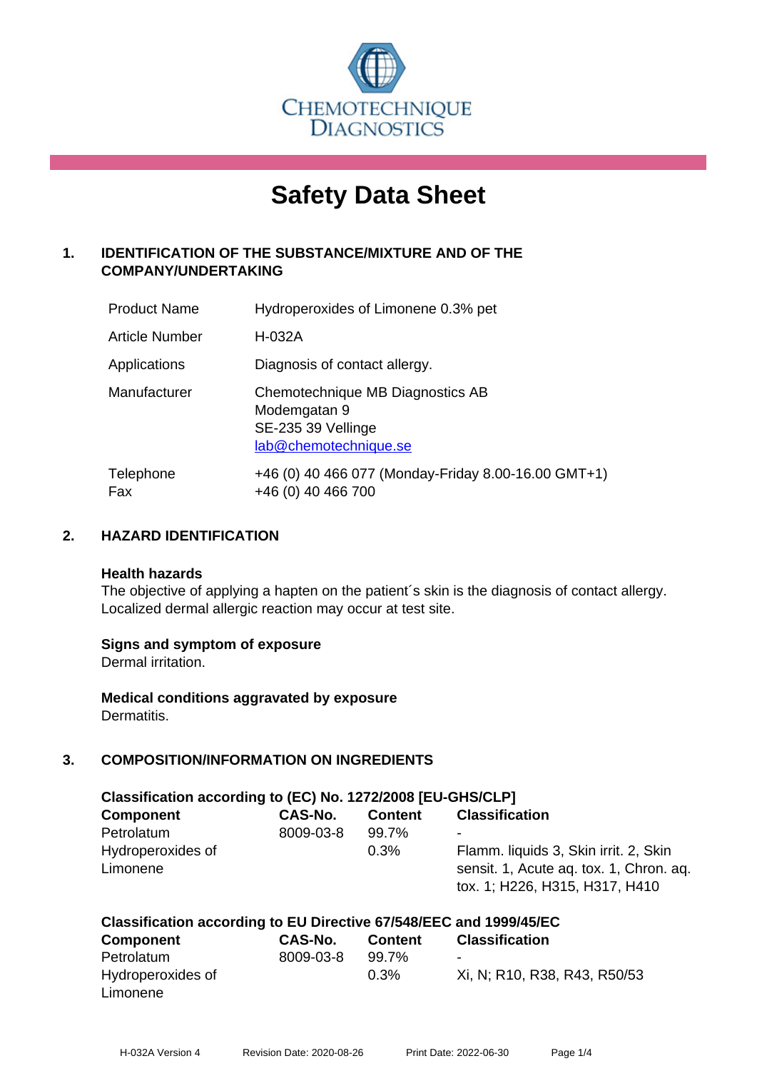CHEMOTECHNIQUE DIAGNOSTICS

# Safety Data Sheet

## 1. IDENTIFICATION OF THE SUBSTANCE/MIXTURE AND OF THE COMPANY/UNDERTAKING

| | |
|---|---|
| Product Name | Hydroperoxides of Limonene 0.3% pet |
| Article Number | H-032A |
| Applications | Diagnosis of contact allergy. |
| Manufacturer | Chemotechnique MB Diagnostics AB<br>Modemgatan 9<br>SE-235 39 Vellinge<br>lab@chemotechnique.se |
| Telephone<br>Fax | +46 (0) 40 466 077 (Monday-Friday 8.00-16.00 GMT+1)<br>+46 (0) 40 466 700 |

## 2. HAZARD IDENTIFICATION

**Health hazards**

The objective of applying a hapten on the patient´s skin is the diagnosis of contact allergy. Localized dermal allergic reaction may occur at test site.

**Signs and symptom of exposure**

Dermal irritation.

**Medical conditions aggravated by exposure**

Dermatitis.

## 3. COMPOSITION/INFORMATION ON INGREDIENTS

**Classification according to (EC) No. 1272/2008 [EU-GHS/CLP]**

| Component | CAS-No. | Content | Classification |
|---|---|---|---|
| Petrolatum | 8009-03-8 | 99.7% | - |
| Hydroperoxides of Limonene | | 0.3% | Flamm. liquids 3, Skin irrit. 2, Skin sensit. 1, Acute aq. tox. 1, Chron. aq. tox. 1; H226, H315, H317, H410 |

**Classification according to EU Directive 67/548/EEC and 1999/45/EC**

| Component | CAS-No. | Content | Classification |
|---|---|---|---|
| Petrolatum | 8009-03-8 | 99.7% | - |
| Hydroperoxides of Limonene | | 0.3% | Xi, N; R10, R38, R43, R50/53 |

H-032A Version 4 Revision Date: 2020-08-26 Print Date: 2022-06-30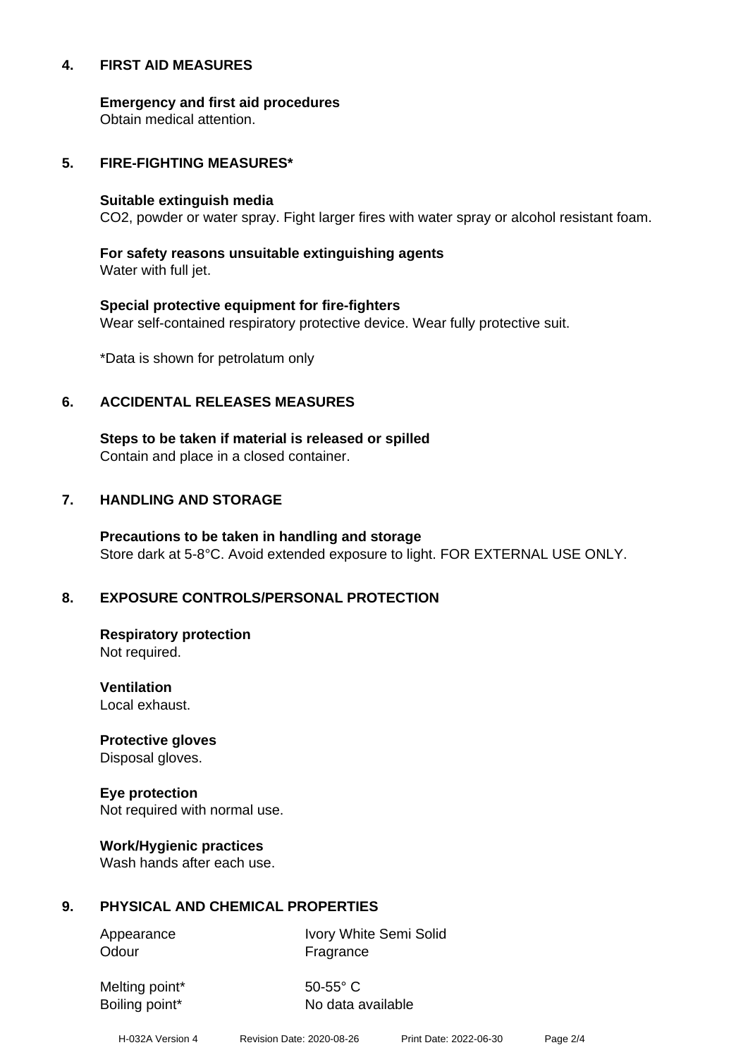## 4. FIRST AID MEASURES

**Emergency and first aid procedures**
Obtain medical attention.

## 5. FIRE-FIGHTING MEASURES*

**Suitable extinguish media**
CO2, powder or water spray. Fight larger fires with water spray or alcohol resistant foam.

**For safety reasons unsuitable extinguishing agents**
Water with full jet.

**Special protective equipment for fire-fighters**
Wear self-contained respiratory protective device. Wear fully protective suit.

*Data is shown for petrolatum only

## 6. ACCIDENTAL RELEASES MEASURES

**Steps to be taken if material is released or spilled**
Contain and place in a closed container.

## 7. HANDLING AND STORAGE

**Precautions to be taken in handling and storage**
Store dark at 5-8°C. Avoid extended exposure to light. FOR EXTERNAL USE ONLY.

## 8. EXPOSURE CONTROLS/PERSONAL PROTECTION

**Respiratory protection**
Not required.

**Ventilation**
Local exhaust.

**Protective gloves**
Disposal gloves.

**Eye protection**
Not required with normal use.

**Work/Hygienic practices**
Wash hands after each use.

## 9. PHYSICAL AND CHEMICAL PROPERTIES

| | |
|---|---|
| Appearance | Ivory White Semi Solid |
| Odour | Fragrance |
| Melting point* | 50-55° C |
| Boiling point* | No data available |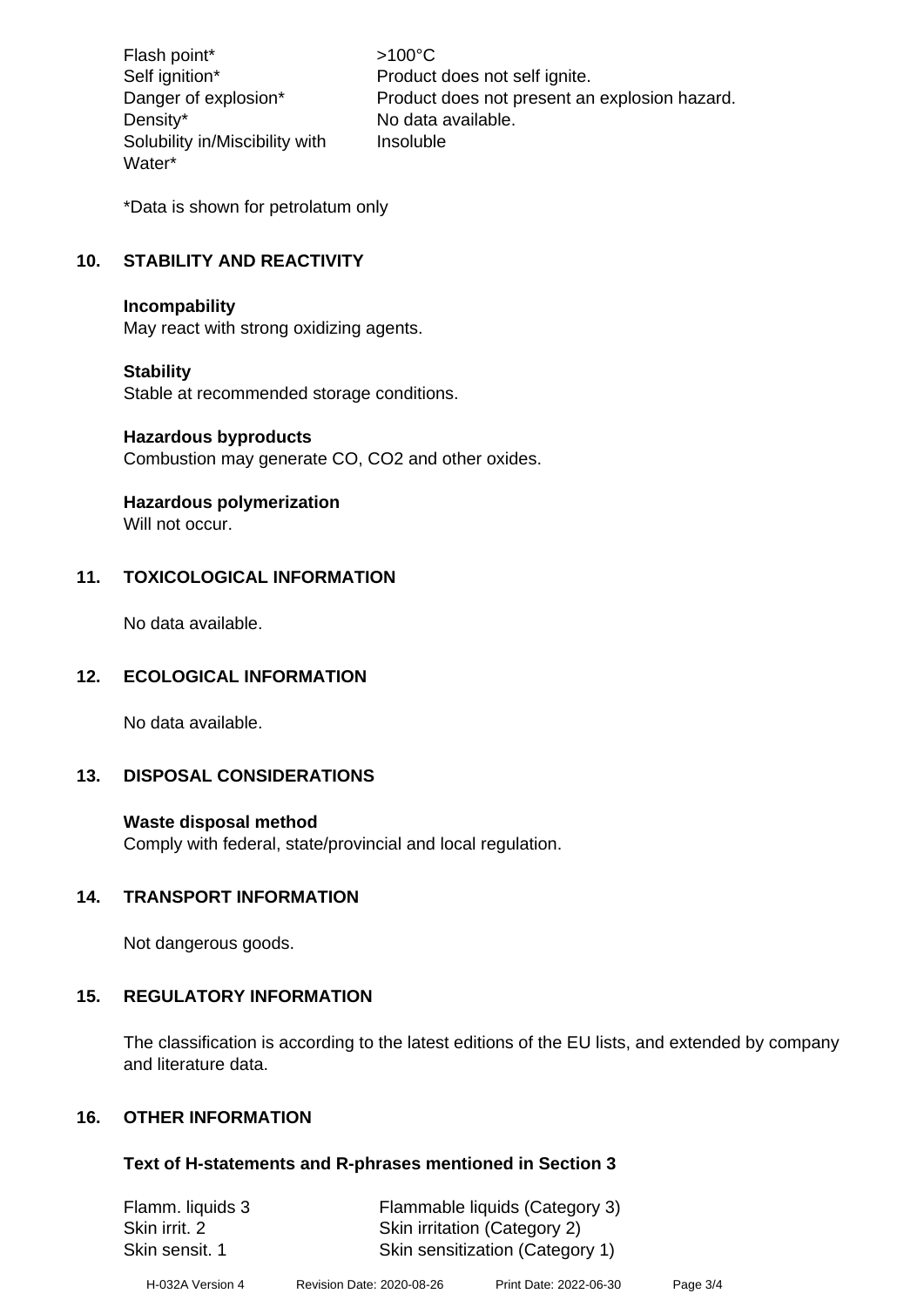| | |
|---|---|
| Flash point* | >100°C |
| Self ignition* | Product does not self ignite. |
| Danger of explosion* | Product does not present an explosion hazard. |
| Density* | No data available. |
| Solubility in/Miscibility with Water* | Insoluble |

*Data is shown for petrolatum only

## 10. STABILITY AND REACTIVITY

**Incompability**
May react with strong oxidizing agents.

**Stability**
Stable at recommended storage conditions.

**Hazardous byproducts**
Combustion may generate CO, $CO_2$ and other oxides.

**Hazardous polymerization**
Will not occur.

## 11. TOXICOLOGICAL INFORMATION

No data available.

## 12. ECOLOGICAL INFORMATION

No data available.

## 13. DISPOSAL CONSIDERATIONS

**Waste disposal method**
Comply with federal, state/provincial and local regulation.

## 14. TRANSPORT INFORMATION

Not dangerous goods.

## 15. REGULATORY INFORMATION

The classification is according to the latest editions of the EU lists, and extended by company and literature data.

## 16. OTHER INFORMATION

**Text of H-statements and R-phrases mentioned in Section 3**

| | |
|---|---|
| Flamm. liquids 3 | Flammable liquids (Category 3) |
| Skin irrit. 2 | Skin irritation (Category 2) |
| Skin sensit. 1 | Skin sensitization (Category 1) |

H-032A Version 4 Revision Date: 2020-08-26 Print Date: 2022-06-30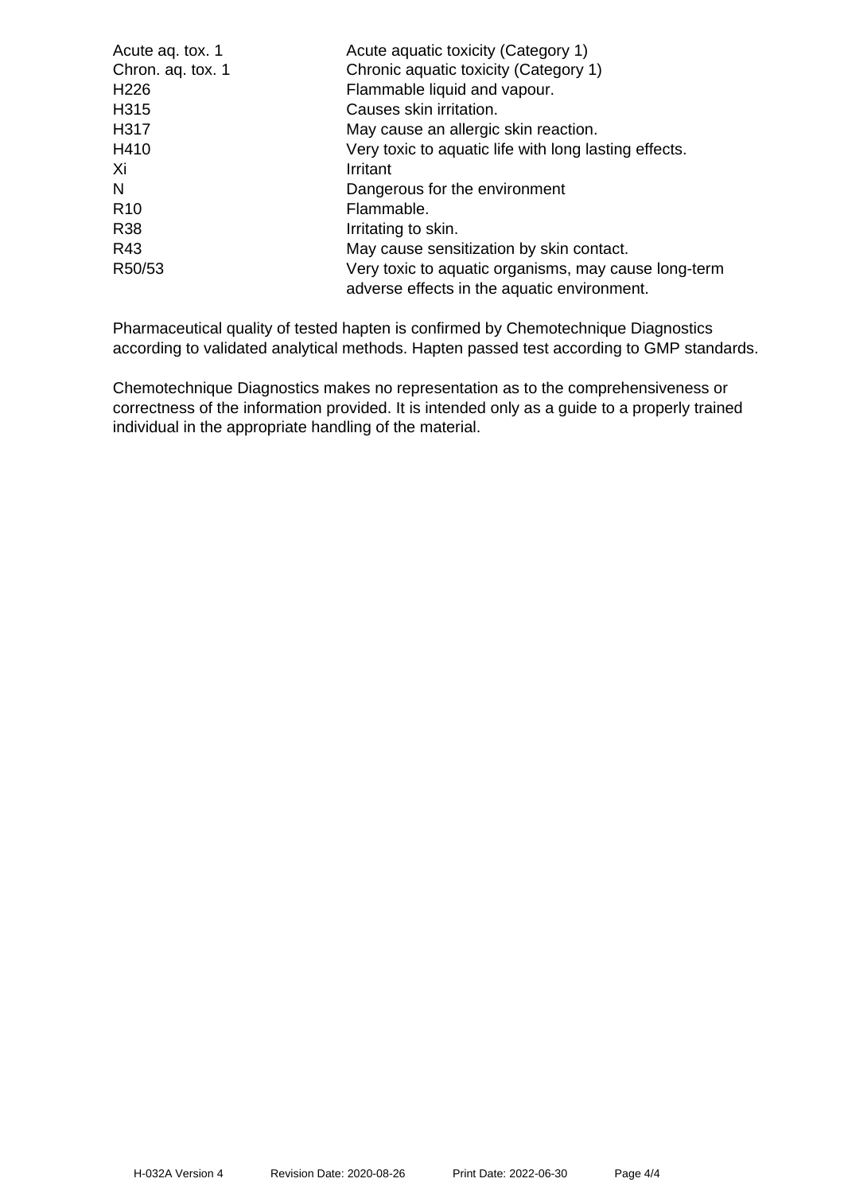| | |
|---|---|
| Acute aq. tox. 1 | Acute aquatic toxicity (Category 1) |
| Chron. aq. tox. 1 | Chronic aquatic toxicity (Category 1) |
| H226 | Flammable liquid and vapour. |
| H315 | Causes skin irritation. |
| H317 | May cause an allergic skin reaction. |
| H410 | Very toxic to aquatic life with long lasting effects. |
| Xi | Irritant |
| N | Dangerous for the environment |
| R10 | Flammable. |
| R38 | Irritating to skin. |
| R43 | May cause sensitization by skin contact. |
| R50/53 | Very toxic to aquatic organisms, may cause long-term adverse effects in the aquatic environment. |

Pharmaceutical quality of tested hapten is confirmed by Chemotechnique Diagnostics according to validated analytical methods. Hapten passed test according to GMP standards.

Chemotechnique Diagnostics makes no representation as to the comprehensiveness or correctness of the information provided. It is intended only as a guide to a properly trained individual in the appropriate handling of the material.